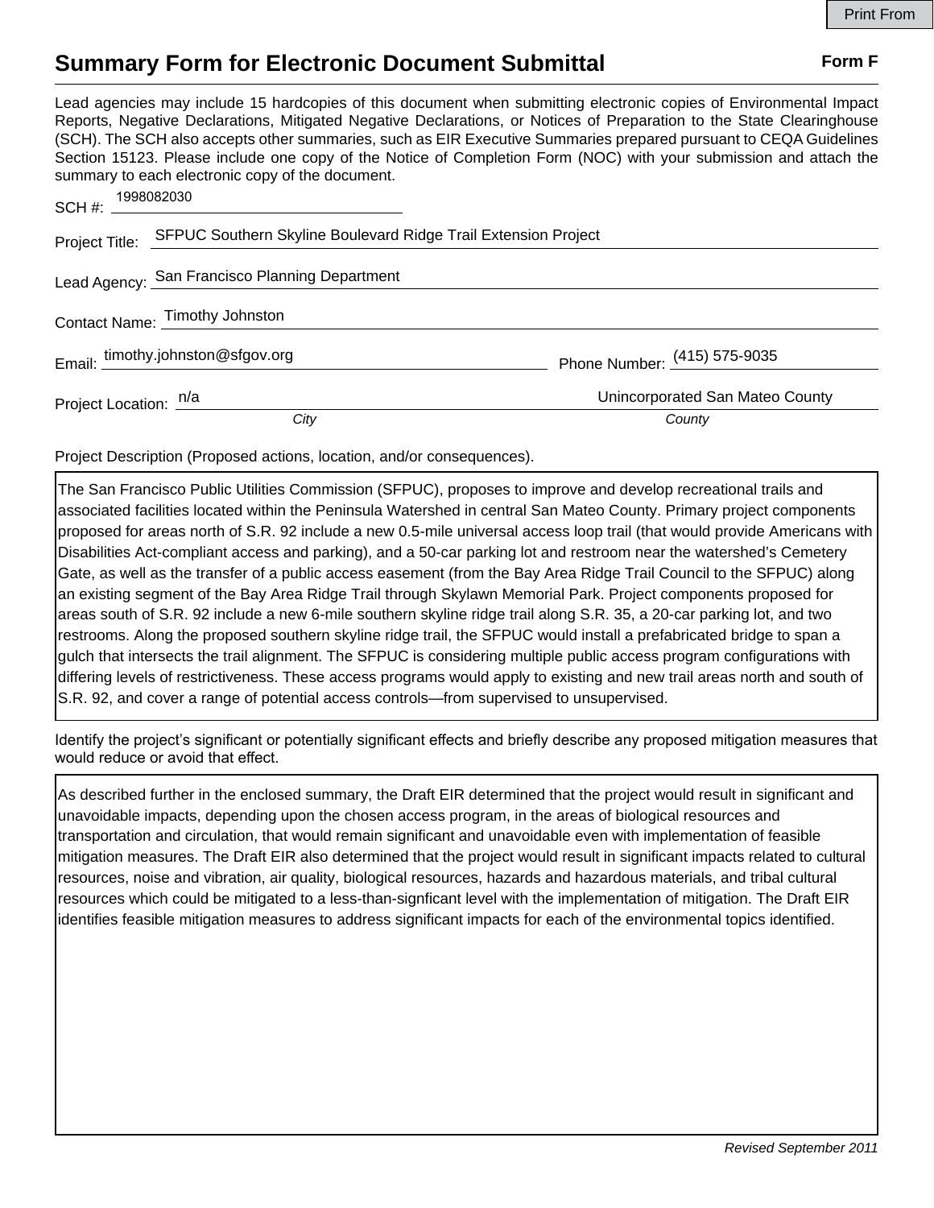Print From

# Summary Form for Electronic Document Submittal

**Form F**

Lead agencies may include 15 hardcopies of this document when submitting electronic copies of Environmental Impact Reports, Negative Declarations, Mitigated Negative Declarations, or Notices of Preparation to the State Clearinghouse (SCH). The SCH also accepts other summaries, such as EIR Executive Summaries prepared pursuant to CEQA Guidelines Section 15123. Please include one copy of the Notice of Completion Form (NOC) with your submission and attach the summary to each electronic copy of the document.

SCH #: 1998082030

Project Title: SFPUC Southern Skyline Boulevard Ridge Trail Extension Project

Lead Agency: San Francisco Planning Department

Contact Name: Timothy Johnston

Email: timothy.johnston@sfgov.org

Phone Number: (415) 575-9035

Project Location: n/a (*City*) Unincorporated San Mateo County (*County*)

Project Description (Proposed actions, location, and/or consequences).

The San Francisco Public Utilities Commission (SFPUC), proposes to improve and develop recreational trails and associated facilities located within the Peninsula Watershed in central San Mateo County. Primary project components proposed for areas north of S.R. 92 include a new 0.5-mile universal access loop trail (that would provide Americans with Disabilities Act-compliant access and parking), and a 50-car parking lot and restroom near the watershed's Cemetery Gate, as well as the transfer of a public access easement (from the Bay Area Ridge Trail Council to the SFPUC) along an existing segment of the Bay Area Ridge Trail through Skylawn Memorial Park. Project components proposed for areas south of S.R. 92 include a new 6-mile southern skyline ridge trail along S.R. 35, a 20-car parking lot, and two restrooms. Along the proposed southern skyline ridge trail, the SFPUC would install a prefabricated bridge to span a gulch that intersects the trail alignment. The SFPUC is considering multiple public access program configurations with differing levels of restrictiveness. These access programs would apply to existing and new trail areas north and south of S.R. 92, and cover a range of potential access controls—from supervised to unsupervised.

Identify the project's significant or potentially significant effects and briefly describe any proposed mitigation measures that would reduce or avoid that effect.

As described further in the enclosed summary, the Draft EIR determined that the project would result in significant and unavoidable impacts, depending upon the chosen access program, in the areas of biological resources and transportation and circulation, that would remain significant and unavoidable even with implementation of feasible mitigation measures. The Draft EIR also determined that the project would result in significant impacts related to cultural resources, noise and vibration, air quality, biological resources, hazards and hazardous materials, and tribal cultural resources which could be mitigated to a less-than-signficant level with the implementation of mitigation. The Draft EIR identifies feasible mitigation measures to address significant impacts for each of the environmental topics identified.

*Revised September 2011*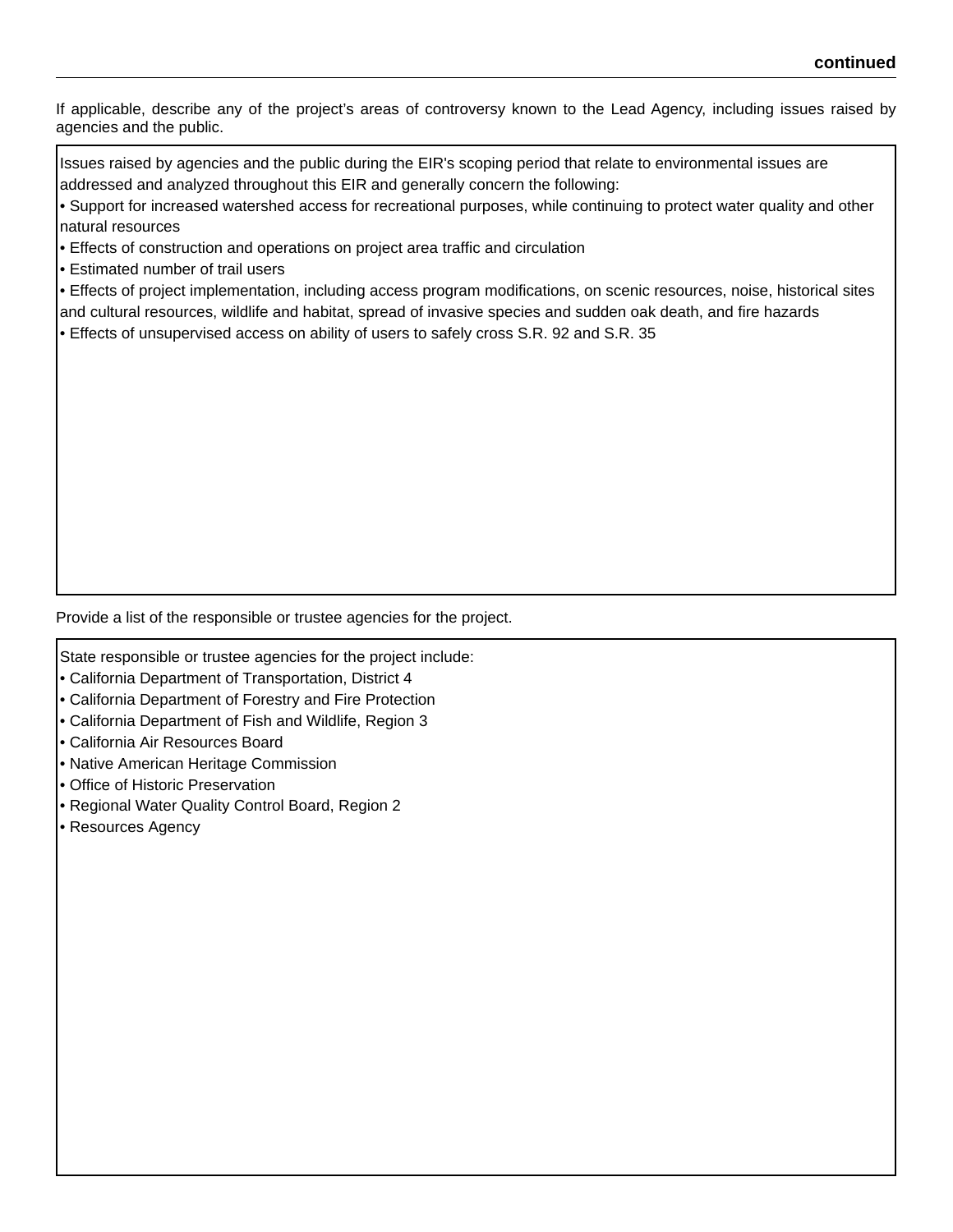**continued**

If applicable, describe any of the project's areas of controversy known to the Lead Agency, including issues raised by agencies and the public.

Issues raised by agencies and the public during the EIR's scoping period that relate to environmental issues are addressed and analyzed throughout this EIR and generally concern the following:

- Support for increased watershed access for recreational purposes, while continuing to protect water quality and other natural resources
- Effects of construction and operations on project area traffic and circulation
- Estimated number of trail users
- Effects of project implementation, including access program modifications, on scenic resources, noise, historical sites and cultural resources, wildlife and habitat, spread of invasive species and sudden oak death, and fire hazards
- Effects of unsupervised access on ability of users to safely cross S.R. 92 and S.R. 35

Provide a list of the responsible or trustee agencies for the project.

State responsible or trustee agencies for the project include:

- California Department of Transportation, District 4
- California Department of Forestry and Fire Protection
- California Department of Fish and Wildlife, Region 3
- California Air Resources Board
- Native American Heritage Commission
- Office of Historic Preservation
- Regional Water Quality Control Board, Region 2
- Resources Agency